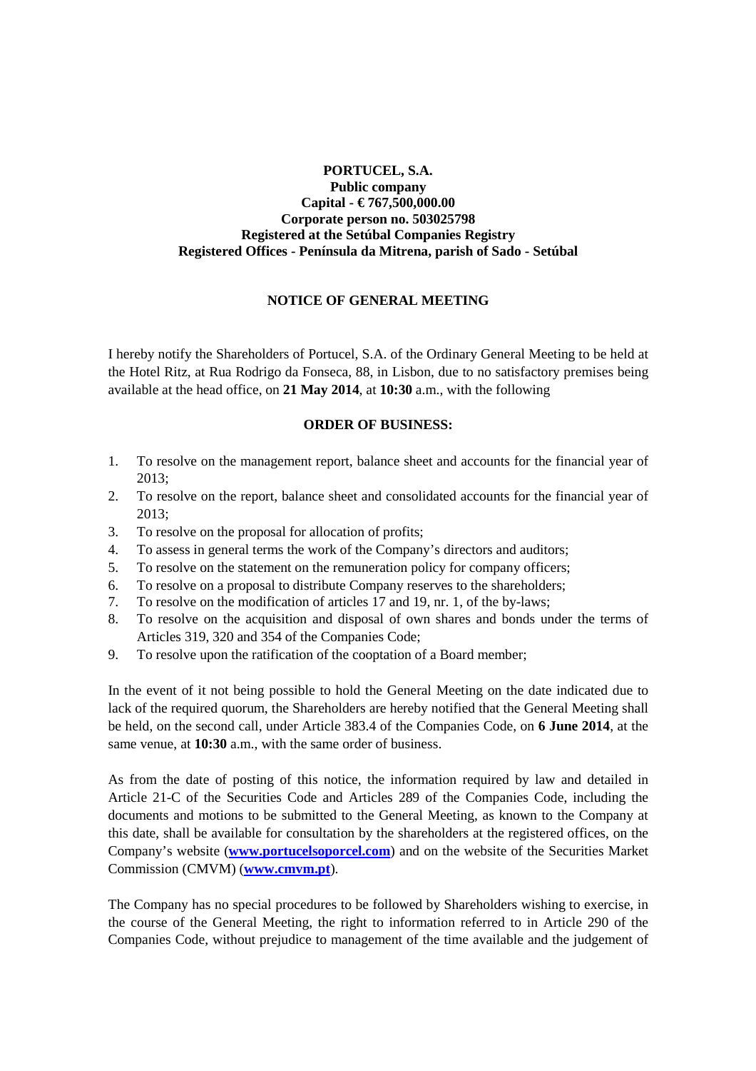**PORTUCEL, S.A.**
**Public company**
**Capital - € 767,500,000.00**
**Corporate person no. 503025798**
**Registered at the Setúbal Companies Registry**
**Registered Offices - Península da Mitrena, parish of Sado - Setúbal**

## NOTICE OF GENERAL MEETING

I hereby notify the Shareholders of Portucel, S.A. of the Ordinary General Meeting to be held at the Hotel Ritz, at Rua Rodrigo da Fonseca, 88, in Lisbon, due to no satisfactory premises being available at the head office, on **21 May 2014**, at **10:30** a.m., with the following

### ORDER OF BUSINESS:

1. To resolve on the management report, balance sheet and accounts for the financial year of 2013;
2. To resolve on the report, balance sheet and consolidated accounts for the financial year of 2013;
3. To resolve on the proposal for allocation of profits;
4. To assess in general terms the work of the Company's directors and auditors;
5. To resolve on the statement on the remuneration policy for company officers;
6. To resolve on a proposal to distribute Company reserves to the shareholders;
7. To resolve on the modification of articles 17 and 19, nr. 1, of the by-laws;
8. To resolve on the acquisition and disposal of own shares and bonds under the terms of Articles 319, 320 and 354 of the Companies Code;
9. To resolve upon the ratification of the cooptation of a Board member;

In the event of it not being possible to hold the General Meeting on the date indicated due to lack of the required quorum, the Shareholders are hereby notified that the General Meeting shall be held, on the second call, under Article 383.4 of the Companies Code, on **6 June 2014**, at the same venue, at **10:30** a.m., with the same order of business.

As from the date of posting of this notice, the information required by law and detailed in Article 21-C of the Securities Code and Articles 289 of the Companies Code, including the documents and motions to be submitted to the General Meeting, as known to the Company at this date, shall be available for consultation by the shareholders at the registered offices, on the Company's website (**www.portucelsoporcel.com**) and on the website of the Securities Market Commission (CMVM) (**www.cmvm.pt**).

The Company has no special procedures to be followed by Shareholders wishing to exercise, in the course of the General Meeting, the right to information referred to in Article 290 of the Companies Code, without prejudice to management of the time available and the judgement of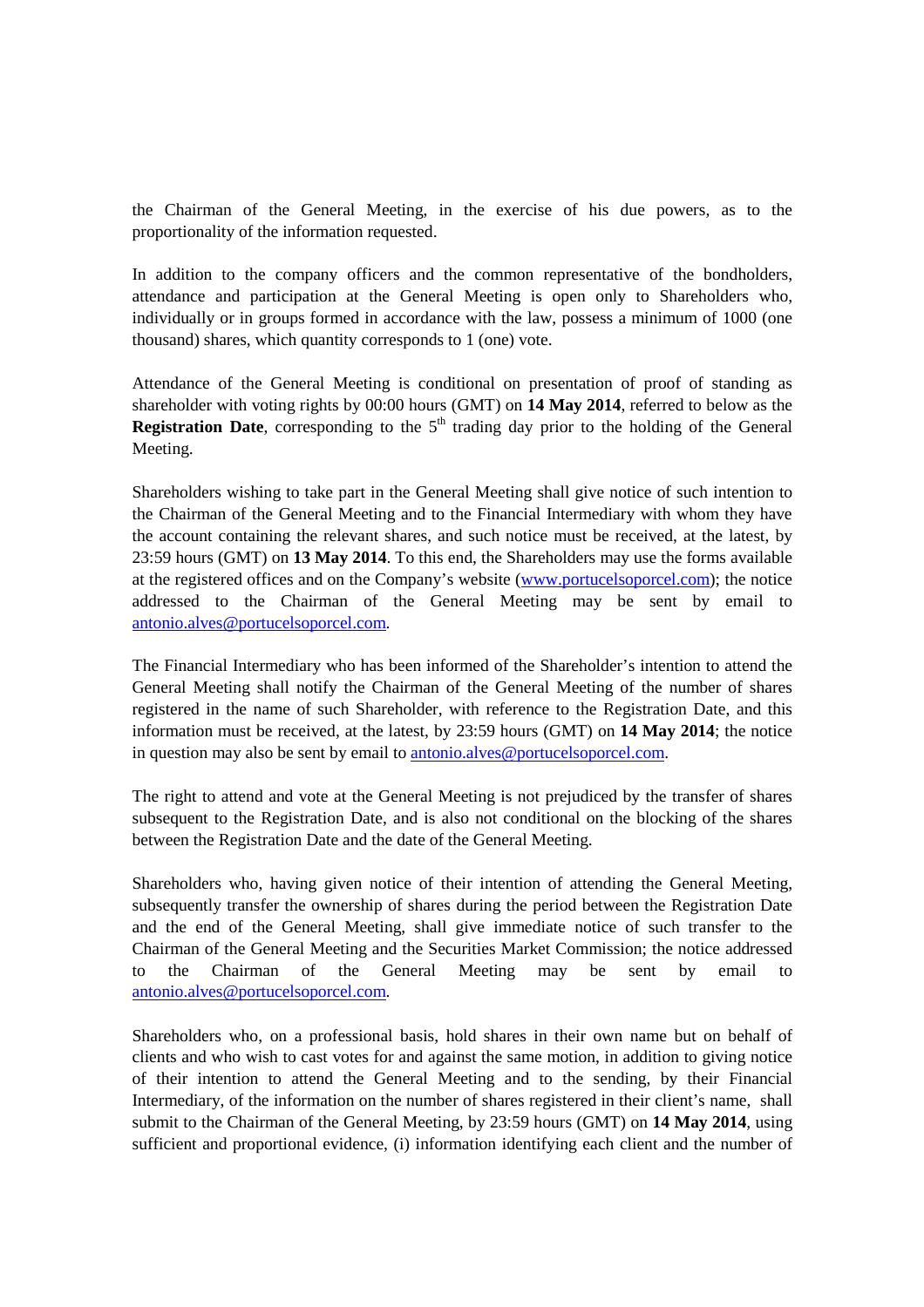the Chairman of the General Meeting, in the exercise of his due powers, as to the proportionality of the information requested.

In addition to the company officers and the common representative of the bondholders, attendance and participation at the General Meeting is open only to Shareholders who, individually or in groups formed in accordance with the law, possess a minimum of 1000 (one thousand) shares, which quantity corresponds to 1 (one) vote.

Attendance of the General Meeting is conditional on presentation of proof of standing as shareholder with voting rights by 00:00 hours (GMT) on **14 May 2014**, referred to below as the **Registration Date**, corresponding to the 5th trading day prior to the holding of the General Meeting.

Shareholders wishing to take part in the General Meeting shall give notice of such intention to the Chairman of the General Meeting and to the Financial Intermediary with whom they have the account containing the relevant shares, and such notice must be received, at the latest, by 23:59 hours (GMT) on **13 May 2014**. To this end, the Shareholders may use the forms available at the registered offices and on the Company's website (www.portucelsoporcel.com); the notice addressed to the Chairman of the General Meeting may be sent by email to antonio.alves@portucelsoporcel.com.

The Financial Intermediary who has been informed of the Shareholder's intention to attend the General Meeting shall notify the Chairman of the General Meeting of the number of shares registered in the name of such Shareholder, with reference to the Registration Date, and this information must be received, at the latest, by 23:59 hours (GMT) on **14 May 2014**; the notice in question may also be sent by email to antonio.alves@portucelsoporcel.com.

The right to attend and vote at the General Meeting is not prejudiced by the transfer of shares subsequent to the Registration Date, and is also not conditional on the blocking of the shares between the Registration Date and the date of the General Meeting.

Shareholders who, having given notice of their intention of attending the General Meeting, subsequently transfer the ownership of shares during the period between the Registration Date and the end of the General Meeting, shall give immediate notice of such transfer to the Chairman of the General Meeting and the Securities Market Commission; the notice addressed to the Chairman of the General Meeting may be sent by email to antonio.alves@portucelsoporcel.com.

Shareholders who, on a professional basis, hold shares in their own name but on behalf of clients and who wish to cast votes for and against the same motion, in addition to giving notice of their intention to attend the General Meeting and to the sending, by their Financial Intermediary, of the information on the number of shares registered in their client's name, shall submit to the Chairman of the General Meeting, by 23:59 hours (GMT) on **14 May 2014**, using sufficient and proportional evidence, (i) information identifying each client and the number of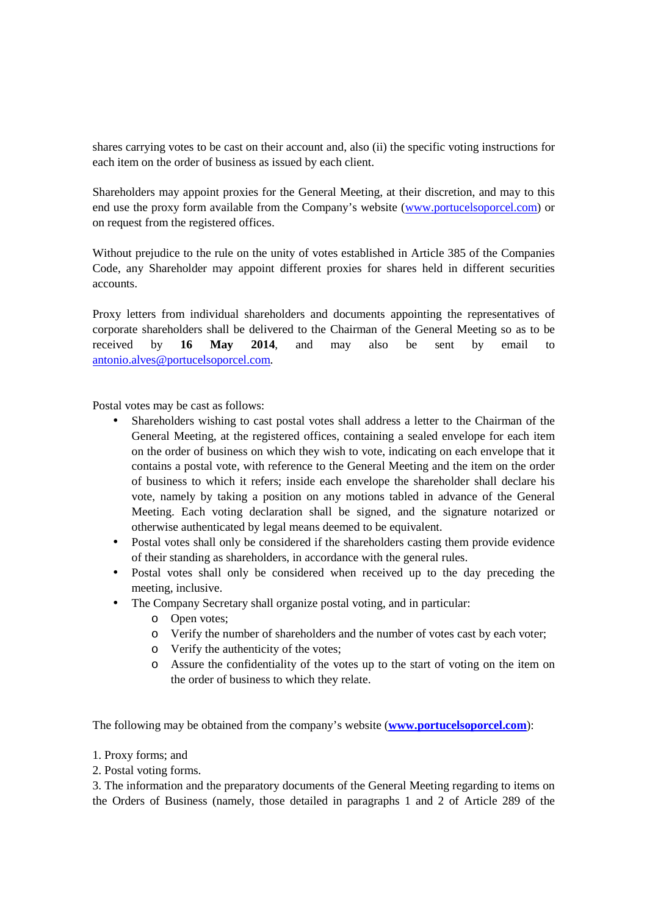shares carrying votes to be cast on their account and, also (ii) the specific voting instructions for each item on the order of business as issued by each client.

Shareholders may appoint proxies for the General Meeting, at their discretion, and may to this end use the proxy form available from the Company's website (www.portucelsoporcel.com) or on request from the registered offices.

Without prejudice to the rule on the unity of votes established in Article 385 of the Companies Code, any Shareholder may appoint different proxies for shares held in different securities accounts.

Proxy letters from individual shareholders and documents appointing the representatives of corporate shareholders shall be delivered to the Chairman of the General Meeting so as to be received by **16 May 2014**, and may also be sent by email to antonio.alves@portucelsoporcel.com.

Postal votes may be cast as follows:

- Shareholders wishing to cast postal votes shall address a letter to the Chairman of the General Meeting, at the registered offices, containing a sealed envelope for each item on the order of business on which they wish to vote, indicating on each envelope that it contains a postal vote, with reference to the General Meeting and the item on the order of business to which it refers; inside each envelope the shareholder shall declare his vote, namely by taking a position on any motions tabled in advance of the General Meeting. Each voting declaration shall be signed, and the signature notarized or otherwise authenticated by legal means deemed to be equivalent.
- Postal votes shall only be considered if the shareholders casting them provide evidence of their standing as shareholders, in accordance with the general rules.
- Postal votes shall only be considered when received up to the day preceding the meeting, inclusive.
- The Company Secretary shall organize postal voting, and in particular:
  - Open votes;
  - Verify the number of shareholders and the number of votes cast by each voter;
  - Verify the authenticity of the votes;
  - Assure the confidentiality of the votes up to the start of voting on the item on the order of business to which they relate.

The following may be obtained from the company's website (**www.portucelsoporcel.com**):

1. Proxy forms; and
2. Postal voting forms.
3. The information and the preparatory documents of the General Meeting regarding to items on the Orders of Business (namely, those detailed in paragraphs 1 and 2 of Article 289 of the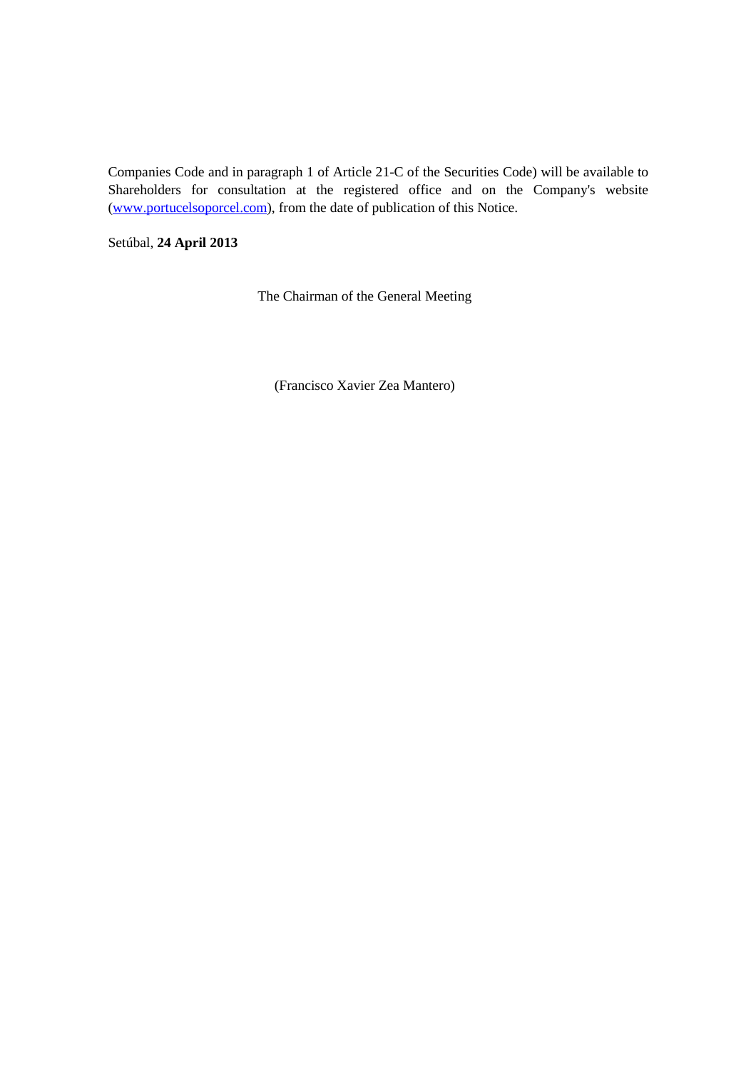Companies Code and in paragraph 1 of Article 21-C of the Securities Code) will be available to Shareholders for consultation at the registered office and on the Company's website (www.portucelsoporcel.com), from the date of publication of this Notice.

Setúbal, **24 April 2013**

The Chairman of the General Meeting

(Francisco Xavier Zea Mantero)